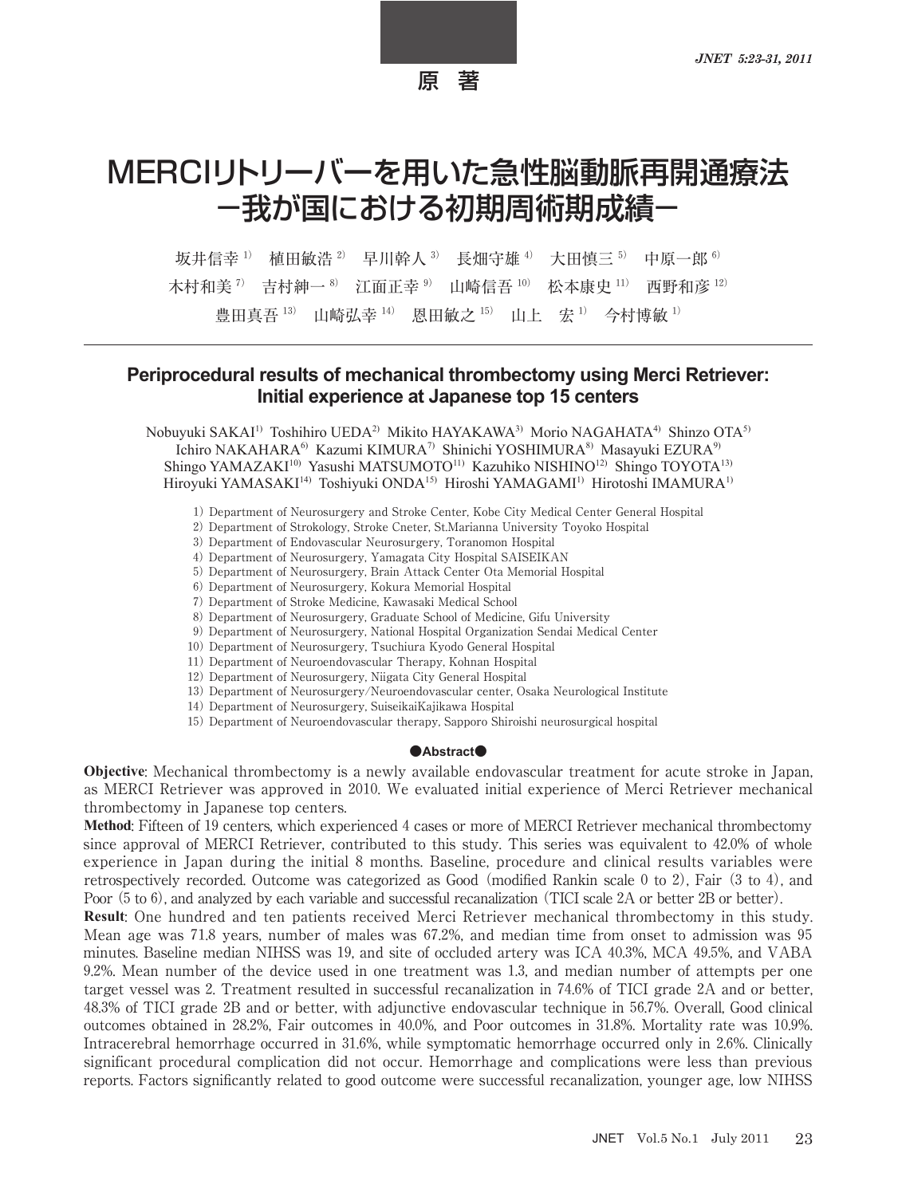原　著

# MERCIリトリーバーを用いた急性脳動脈再開通療法 ー我が国における初期周術期成績ー

坂井信幸 [1)]　植田敏浩 [2)]　早川幹人 [3)]　長畑守雄 [4)]　大田慎三 [5)]　中原一郎 [6)]
木村和美 [7)]　吉村紳一 [8)]　江面正幸 [9)]　山崎信吾 [10)]　松本康史 [11)]　西野和彦 [12)]
豊田真吾 [13)]　山崎弘幸 [14)]　恩田敏之 [15)]　山上　宏 [1)]　今村博敏 [1)]

## Periprocedural results of mechanical thrombectomy using Merci Retriever: Initial experience at Japanese top 15 centers

Nobuyuki SAKAI[1)] Toshihiro UEDA[2)] Mikito HAYAKAWA[3)] Morio NAGAHATA[4)] Shinzo OTA[5)] Ichiro NAKAHARA[6)] Kazumi KIMURA[7)] Shinichi YOSHIMURA[8)] Masayuki EZURA[9)] Shingo YAMAZAKI[10)] Yasushi MATSUMOTO[11)] Kazuhiko NISHINO[12)] Shingo TOYOTA[13)] Hiroyuki YAMASAKI[14)] Toshiyuki ONDA[15)] Hiroshi YAMAGAMI[1)] Hirotoshi IMAMURA[1)]

1) Department of Neurosurgery and Stroke Center, Kobe City Medical Center General Hospital
2) Department of Strokology, Stroke Cneter, St.Marianna University Toyoko Hospital
3) Department of Endovascular Neurosurgery, Toranomon Hospital
4) Department of Neurosurgery, Yamagata City Hospital SAISEIKAN
5) Department of Neurosurgery, Brain Attack Center Ota Memorial Hospital
6) Department of Neurosurgery, Kokura Memorial Hospital
7) Department of Stroke Medicine, Kawasaki Medical School
8) Department of Neurosurgery, Graduate School of Medicine, Gifu University
9) Department of Neurosurgery, National Hospital Organization Sendai Medical Center
10) Department of Neurosurgery, Tsuchiura Kyodo General Hospital
11) Department of Neuroendovascular Therapy, Kohnan Hospital
12) Department of Neurosurgery, Niigata City General Hospital
13) Department of Neurosurgery/Neuroendovascular center, Osaka Neurological Institute
14) Department of Neurosurgery, SuiseikaiKajikawa Hospital
15) Department of Neuroendovascular therapy, Sapporo Shiroishi neurosurgical hospital

### ●Abstract●

**Objective**: Mechanical thrombectomy is a newly available endovascular treatment for acute stroke in Japan, as MERCI Retriever was approved in 2010. We evaluated initial experience of Merci Retriever mechanical thrombectomy in Japanese top centers.

**Method**: Fifteen of 19 centers, which experienced 4 cases or more of MERCI Retriever mechanical thrombectomy since approval of MERCI Retriever, contributed to this study. This series was equivalent to 42.0% of whole experience in Japan during the initial 8 months. Baseline, procedure and clinical results variables were retrospectively recorded. Outcome was categorized as Good (modified Rankin scale 0 to 2), Fair (3 to 4), and Poor (5 to 6), and analyzed by each variable and successful recanalization (TICI scale 2A or better 2B or better).

**Result**: One hundred and ten patients received Merci Retriever mechanical thrombectomy in this study. Mean age was 71.8 years, number of males was 67.2%, and median time from onset to admission was 95 minutes. Baseline median NIHSS was 19, and site of occluded artery was ICA 40.3%, MCA 49.5%, and VABA 9.2%. Mean number of the device used in one treatment was 1.3, and median number of attempts per one target vessel was 2. Treatment resulted in successful recanalization in 74.6% of TICI grade 2A and or better, 48.3% of TICI grade 2B and or better, with adjunctive endovascular technique in 56.7%. Overall, Good clinical outcomes obtained in 28.2%, Fair outcomes in 40.0%, and Poor outcomes in 31.8%. Mortality rate was 10.9%. Intracerebral hemorrhage occurred in 31.6%, while symptomatic hemorrhage occurred only in 2.6%. Clinically significant procedural complication did not occur. Hemorrhage and complications were less than previous reports. Factors significantly related to good outcome were successful recanalization, younger age, low NIHSS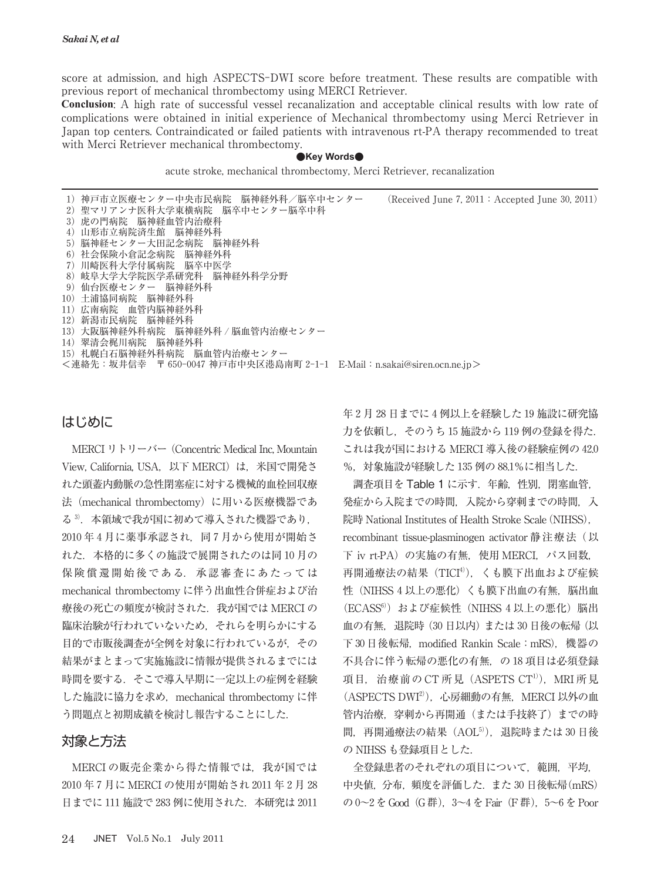score at admission, and high ASPECTS-DWI score before treatment. These results are compatible with previous report of mechanical thrombectomy using MERCI Retriever.

**Conclusion**: A high rate of successful vessel recanalization and acceptable clinical results with low rate of complications were obtained in initial experience of Mechanical thrombectomy using Merci Retriever in Japan top centers. Contraindicated or failed patients with intravenous rt-PA therapy recommended to treat with Merci Retriever mechanical thrombectomy.

**●Key Words●**

acute stroke, mechanical thrombectomy, Merci Retriever, recanalization

1）神戸市立医療センター中央市民病院　脳神経外科／脳卒中センター　（Received June 7, 2011：Accepted June 30, 2011）
2）聖マリアンナ医科大学東横病院　脳卒中センター脳卒中科
3）虎の門病院　脳神経血管内治療科
4）山形市立病院済生館　脳神経外科
5）脳神経センター大田記念病院　脳神経外科
6）社会保険小倉記念病院　脳神経外科
7）川崎医科大学付属病院　脳卒中医学
8）岐阜大学大学院医学系研究科　脳神経外科学分野
9）仙台医療センター　脳神経外科
10）土浦協同病院　脳神経外科
11）広南病院　血管内脳神経外科
12）新潟市民病院　脳神経外科
13）大阪脳神経外科病院　脳神経外科／脳血管内治療センター
14）翠清会梶川病院　脳神経外科
15）札幌白石脳神経外科病院　脳血管内治療センター
＜連絡先：坂井信幸　〒650-0047 神戸市中央区港島南町 2-1-1　E-Mail：n.sakai@siren.ocn.ne.jp＞

## はじめに

MERCI リトリーバー（Concentric Medical Inc, Mountain View, California, USA，以下 MERCI）は，米国で開発された頭蓋内動脈の急性閉塞症に対する機械的血栓回収療法（mechanical thrombectomy）に用いる医療機器である[3]．本領域で我が国に初めて導入された機器であり，2010 年 4 月に薬事承認され，同 7 月から使用が開始された．本格的に多くの施設で展開されたのは同 10 月の保険償還開始後である．承認審査にあたっては mechanical thrombectomy に伴う出血性合併症および治療後の死亡の頻度が検討された．我が国では MERCI の臨床治験が行われていないため，それらを明らかにする目的で市販後調査が全例を対象に行われているが，その結果がまとまって実施施設に情報が提供されるまでには時間を要する．そこで導入早期に一定以上の症例を経験した施設に協力を求め，mechanical thrombectomy に伴う問題点と初期成績を検討し報告することにした．

## 対象と方法

MERCI の販売企業から得た情報では，我が国では 2010 年 7 月に MERCI の使用が開始され 2011 年 2 月 28 日までに 111 施設で 283 例に使用された．本研究は 2011 年 2 月 28 日までに 4 例以上を経験した 19 施設に研究協力を依頼し，そのうち 15 施設から 119 例の登録を得た．これは我が国における MERCI 導入後の経験症例の 42.0 %，対象施設が経験した 135 例の 88.1%に相当した．

調査項目を Table 1 に示す．年齢，性別，閉塞血管，発症から入院までの時間，入院から穿刺までの時間，入院時 National Institutes of Health Stroke Scale（NIHSS），recombinant tissue-plasminogen activator 静注療法（以下 iv rt-PA）の実施の有無，使用 MERCI，パス回数，再開通療法の結果（TICI[4]），くも膜下出血および症候性（NIHSS 4 以上の悪化）くも膜下出血の有無，脳出血（ECASS[6]）および症候性（NIHSS 4 以上の悪化）脳出血の有無，退院時（30 日以内）または 30 日後の転帰（以下 30 日後転帰，modified Rankin Scale：mRS），機器の不具合に伴う転帰の悪化の有無，の 18 項目は必須登録項目，治療前の CT 所見（ASPETS CT[1]），MRI 所見（ASPECTS DWI[2]），心房細動の有無，MERCI 以外の血管内治療，穿刺から再開通（または手技終了）までの時間，再開通療法の結果（AOL[5]），退院時または 30 日後の NIHSS も登録項目とした．

全登録患者のそれぞれの項目について，範囲，平均，中央値，分布，頻度を評価した．また 30 日後転帰（mRS）の 0〜2 を Good（G 群），3〜4 を Fair（F 群），5〜6 を Poor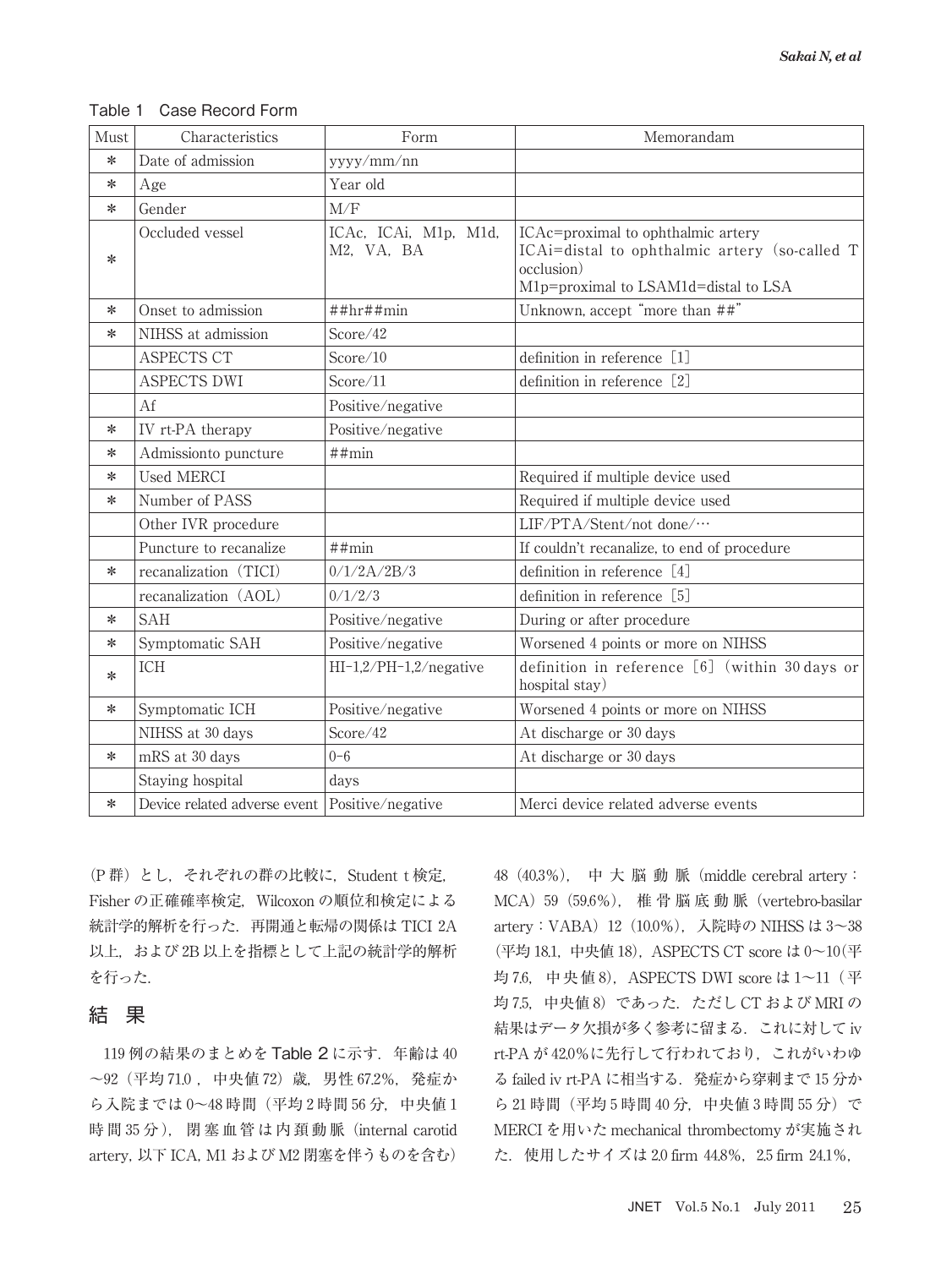Table 1 Case Record Form

| Must | Characteristics | Form | Memorandam |
|---|---|---|---|
| * | Date of admission | yyyy/mm/nn | |
| * | Age | Year old | |
| * | Gender | M/F | |
| * | Occluded vessel | ICAc, ICAi, M1p, M1d, M2, VA, BA | ICAc=proximal to ophthalmic artery<br>ICAi=distal to ophthalmic artery (so-called T occlusion)<br>M1p=proximal to LSAM1d=distal to LSA |
| * | Onset to admission | ##hr##min | Unknown, accept "more than ##" |
| * | NIHSS at admission | Score/42 | |
| | ASPECTS CT | Score/10 | definition in reference [1] |
| | ASPECTS DWI | Score/11 | definition in reference [2] |
| | Af | Positive/negative | |
| * | IV rt-PA therapy | Positive/negative | |
| * | Admissionto puncture | ##min | |
| * | Used MERCI | | Required if multiple device used |
| * | Number of PASS | | Required if multiple device used |
| | Other IVR procedure | | LIF/PTA/Stent/not done/… |
| | Puncture to recanalize | ##min | If couldn't recanalize, to end of procedure |
| * | recanalization (TICI) | 0/1/2A/2B/3 | definition in reference [4] |
| | recanalization (AOL) | 0/1/2/3 | definition in reference [5] |
| * | SAH | Positive/negative | During or after procedure |
| * | Symptomatic SAH | Positive/negative | Worsened 4 points or more on NIHSS |
| * | ICH | HI-1,2/PH-1,2/negative | definition in reference [6] (within 30 days or hospital stay) |
| * | Symptomatic ICH | Positive/negative | Worsened 4 points or more on NIHSS |
| | NIHSS at 30 days | Score/42 | At discharge or 30 days |
| * | mRS at 30 days | 0-6 | At discharge or 30 days |
| | Staying hospital | days | |
| * | Device related adverse event | Positive/negative | Merci device related adverse events |

(P 群) とし，それぞれの群の比較に，Student t 検定，Fisher の正確確率検定，Wilcoxon の順位和検定による統計学的解析を行った．再開通と転帰の関係は TICI 2A 以上，および 2B 以上を指標として上記の統計学的解析を行った．

## 結　果

119 例の結果のまとめを Table 2 に示す．年齢は 40〜92（平均 71.0，中央値 72）歳，男性 67.2%，発症から入院までは 0〜48 時間（平均 2 時間 56 分，中央値 1 時間 35 分），閉塞血管は内頚動脈（internal carotid artery，以下 ICA，M1 および M2 閉塞を伴うものを含む）48（40.3%），中大脳動脈（middle cerebral artery：MCA）59（59.6%），椎骨脳底動脈（vertebro-basilar artery：VABA）12（10.0%），入院時の NIHSS は 3〜38（平均 18.1，中央値 18），ASPECTS CT score は 0〜10（平均 7.6，中央値 8），ASPECTS DWI score は 1〜11（平均 7.5，中央値 8）であった．ただし CT および MRI の結果はデータ欠損が多く参考に留まる．これに対して iv rt-PA が 42.0% に先行して行われており，これがいわゆる failed iv rt-PA に相当する．発症から穿刺まで 15 分から 21 時間（平均 5 時間 40 分，中央値 3 時間 55 分）で MERCI を用いた mechanical thrombectomy が実施された．使用したサイズは 2.0 firm 44.8%，2.5 firm 24.1%，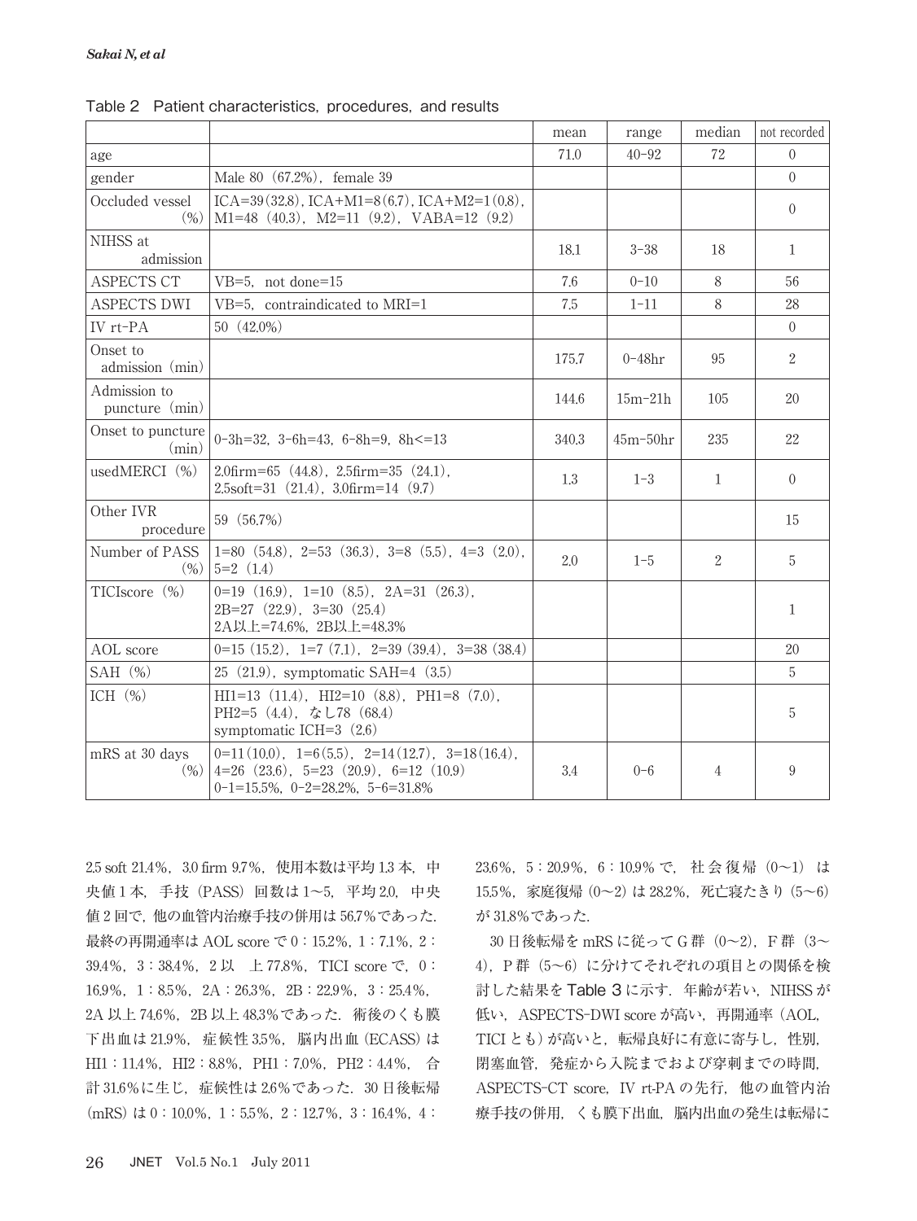Table 2　Patient characteristics, procedures, and results

| | | mean | range | median | not recorded |
|---|---|---|---|---|---|
| age | | 71.0 | 40-92 | 72 | 0 |
| gender | Male 80（67.2%），female 39 | | | | 0 |
| Occluded vessel (%) | ICA=39（32.8），ICA+M1=8（6.7），ICA+M2=1（0.8），M1=48（40.3），M2=11（9.2），VABA=12（9.2） | | | | 0 |
| NIHSS at admission | | 18.1 | 3-38 | 18 | 1 |
| ASPECTS CT | VB=5，not done=15 | 7.6 | 0-10 | 8 | 56 |
| ASPECTS DWI | VB=5，contraindicated to MRI=1 | 7.5 | 1-11 | 8 | 28 |
| IV rt-PA | 50（42.0%） | | | | 0 |
| Onset to admission（min） | | 175.7 | 0-48hr | 95 | 2 |
| Admission to puncture（min） | | 144.6 | 15m-21h | 105 | 20 |
| Onset to puncture（min） | 0-3h=32，3-6h=43，6-8h=9，8h<=13 | 340.3 | 45m-50hr | 235 | 22 |
| usedMERCI（%） | 2.0firm=65（44.8），2.5firm=35（24.1），2.5soft=31（21.4），3.0firm=14（9.7） | 1.3 | 1-3 | 1 | 0 |
| Other IVR procedure | 59（56.7%） | | | | 15 |
| Number of PASS (%) | 1=80（54.8），2=53（36.3），3=8（5.5），4=3（2.0），5=2（1.4） | 2.0 | 1-5 | 2 | 5 |
| TICIscore（%） | 0=19（16.9），1=10（8.5），2A=31（26.3），2B=27（22.9），3=30（25.4）2A以上=74.6%，2B以上=48.3% | | | | 1 |
| AOL score | 0=15（15.2），1=7（7.1），2=39（39.4），3=38（38.4） | | | | 20 |
| SAH（%） | 25（21.9），symptomatic SAH=4（3.5） | | | | 5 |
| ICH（%） | HI1=13（11.4），HI2=10（8.8），PH1=8（7.0），PH2=5（4.4），なし78（68.4）symptomatic ICH=3（2.6） | | | | 5 |
| mRS at 30 days (%) | 0=11（10.0），1=6（5.5），2=14（12.7），3=18（16.4），4=26（23.6），5=23（20.9），6=12（10.9）0-1=15.5%，0-2=28.2%，5-6=31.8% | 3.4 | 0-6 | 4 | 9 |

2.5 soft 21.4%，3.0 firm 9.7%，使用本数は平均 1.3 本，中央値 1 本，手技（PASS）回数は 1〜5，平均 2.0，中央値 2 回で，他の血管内治療手技の併用は 56.7%であった．最終の再開通率は AOL score で 0：15.2%，1：7.1%，2：39.4%，3：38.4%，2 以　上 77.8%，TICI score で，0：16.9%，1：8.5%，2A：26.3%，2B：22.9%，3：25.4%，2A 以上 74.6%，2B 以上 48.3%であった．術後のくも膜下出血は 21.9%，症候性 3.5%，脳内出血（ECASS）は HI1：11.4%，HI2：8.8%，PH1：7.0%，PH2：4.4%，合計 31.6%に生じ，症候性は 2.6%であった．30 日後転帰（mRS）は 0：10.0%，1：5.5%，2：12.7%，3：16.4%，4：23.6%，5：20.9%，6：10.9% で，社会復帰（0〜1）は 15.5%，家庭復帰（0〜2）は 28.2%，死亡寝たきり（5〜6）が 31.8%であった．

30 日後転帰を mRS に従って G 群（0〜2），F 群（3〜4），P 群（5〜6）に分けてそれぞれの項目との関係を検討した結果を Table 3 に示す．年齢が若い，NIHSS が低い，ASPECTS-DWI score が高い，再開通率（AOL，TICI とも）が高いと，転帰良好に有意に寄与し，性別，閉塞血管，発症から入院までおよび穿刺までの時間，ASPECTS-CT score，IV rt-PA の先行，他の血管内治療手技の併用，くも膜下出血，脳内出血の発生は転帰に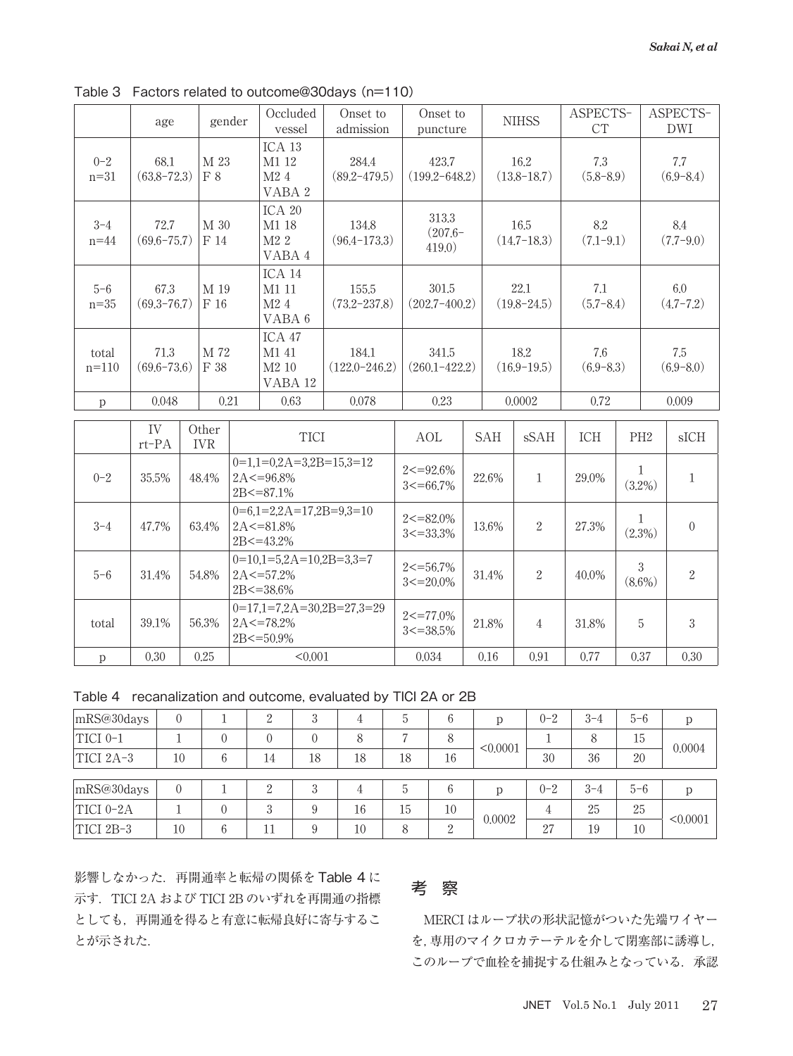Table 3 Factors related to outcome@30days (n=110)

| | age | gender | Occluded vessel | Onset to admission | Onset to puncture | NIHSS | ASPECTS-CT | ASPECTS-DWI |
|---|---|---|---|---|---|---|---|---|
| 0–2 n=31 | 68.1 (63.8–72.3) | M 23 F 8 | ICA 13 M1 12 M2 4 VABA 2 | 284.4 (89.2–479.5) | 423.7 (199.2–648.2) | 16.2 (13.8–18.7) | 7.3 (5.8–8.9) | 7.7 (6.9–8.4) |
| 3–4 n=44 | 72.7 (69.6–75.7) | M 30 F 14 | ICA 20 M1 18 M2 2 VABA 4 | 134.8 (96.4–173.3) | 313.3 (207.6–419.0) | 16.5 (14.7–18.3) | 8.2 (7.1–9.1) | 8.4 (7.7–9.0) |
| 5–6 n=35 | 67.3 (69.3–76.7) | M 19 F 16 | ICA 14 M1 11 M2 4 VABA 6 | 155.5 (73.2–237.8) | 301.5 (202.7–400.2) | 22.1 (19.8–24.5) | 7.1 (5.7–8.4) | 6.0 (4.7–7.2) |
| total n=110 | 71.3 (69.6–73.6) | M 72 F 38 | ICA 47 M1 41 M2 10 VABA 12 | 184.1 (122.0–246.2) | 341.5 (260.1–422.2) | 18.2 (16.9–19.5) | 7.6 (6.9–8.3) | 7.5 (6.9–8.0) |
| p | 0.048 | 0.21 | 0.63 | 0.078 | 0.23 | 0.0002 | 0.72 | 0.009 |

| | IV rt-PA | Other IVR | TICI | AOL | SAH | sSAH | ICH | PH2 | sICH |
|---|---|---|---|---|---|---|---|---|---|
| 0–2 | 35.5% | 48.4% | 0=1,1=0,2A=3,2B=15,3=12 2A<=96.8% 2B<=87.1% | 2<=92.6% 3<=66.7% | 22.6% | 1 | 29.0% | 1 (3.2%) | 1 |
| 3–4 | 47.7% | 63.4% | 0=6,1=2,2A=17,2B=9,3=10 2A<=81.8% 2B<=43.2% | 2<=82.0% 3<=33.3% | 13.6% | 2 | 27.3% | 1 (2.3%) | 0 |
| 5–6 | 31.4% | 54.8% | 0=10,1=5,2A=10,2B=3,3=7 2A<=57.2% 2B<=38.6% | 2<=56.7% 3<=20.0% | 31.4% | 2 | 40.0% | 3 (8.6%) | 2 |
| total | 39.1% | 56.3% | 0=17,1=7,2A=30,2B=27,3=29 2A<=78.2% 2B<=50.9% | 2<=77.0% 3<=38.5% | 21.8% | 4 | 31.8% | 5 | 3 |
| p | 0.30 | 0.25 | <0.001 | 0.034 | 0.16 | 0.91 | 0.77 | 0.37 | 0.30 |

Table 4 recanalization and outcome, evaluated by TICI 2A or 2B

| mRS@30days | 0 | 1 | 2 | 3 | 4 | 5 | 6 | p | 0–2 | 3–4 | 5–6 | p |
|---|---|---|---|---|---|---|---|---|---|---|---|---|
| TICI 0–1 | 1 | 0 | 0 | 0 | 8 | 7 | 8 | <0.0001 | 1 | 8 | 15 | 0.0004 |
| TICI 2A–3 | 10 | 6 | 14 | 18 | 18 | 18 | 16 | | 30 | 36 | 20 | |

| mRS@30days | 0 | 1 | 2 | 3 | 4 | 5 | 6 | p | 0–2 | 3–4 | 5–6 | p |
|---|---|---|---|---|---|---|---|---|---|---|---|---|
| TICI 0–2A | 1 | 0 | 3 | 9 | 16 | 15 | 10 | 0.0002 | 4 | 25 | 25 | <0.0001 |
| TICI 2B–3 | 10 | 6 | 11 | 9 | 10 | 8 | 2 | | 27 | 19 | 10 | |

影響しなかった．再開通率と転帰の関係を Table 4 に示す．TICI 2A および TICI 2B のいずれを再開通の指標としても，再開通を得ると有意に転帰良好に寄与することが示された．

## 考　察

MERCI はループ状の形状記憶がついた先端ワイヤーを，専用のマイクロカテーテルを介して閉塞部に誘導し，このループで血栓を捕捉する仕組みとなっている．承認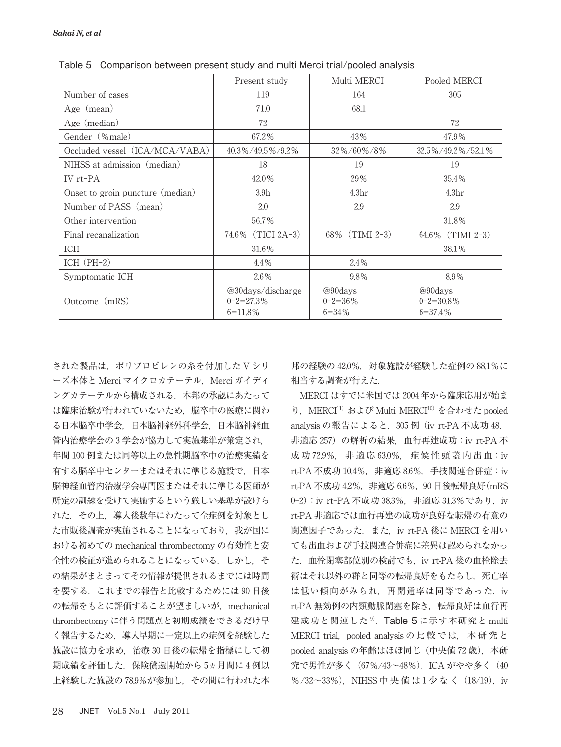Table 5 Comparison between present study and multi Merci trial/pooled analysis

| | Present study | Multi MERCI | Pooled MERCI |
|---|---|---|---|
| Number of cases | 119 | 164 | 305 |
| Age（mean） | 71.0 | 68.1 | |
| Age（median） | 72 | | 72 |
| Gender（%male） | 67.2% | 43% | 47.9% |
| Occluded vessel（ICA/MCA/VABA） | 40.3%/49.5%/9.2% | 32%/60%/8% | 32.5%/49.2%/52.1% |
| NIHSS at admission（median） | 18 | 19 | 19 |
| IV rt-PA | 42.0% | 29% | 35.4% |
| Onset to groin puncture（median） | 3.9h | 4.3hr | 4.3hr |
| Number of PASS（mean） | 2.0 | 2.9 | 2.9 |
| Other intervention | 56.7% | | 31.8% |
| Final recanalization | 74.6%（TICI 2A-3） | 68%（TIMI 2-3） | 64.6%（TIMI 2-3） |
| ICH | 31.6% | | 38.1% |
| ICH（PH-2） | 4.4% | 2.4% | |
| Symptomatic ICH | 2.6% | 9.8% | 8.9% |
| Outcome（mRS） | @30days/discharge 0-2=27.3% 6=11.8% | @90days 0-2=36% 6=34% | @90days 0-2=30.8% 6=37.4% |

された製品は，ポリプロピレンの糸を付加したVシリーズ本体とMerciマイクロカテーテル，Merciガイディングカテーテルから構成される．本邦の承認にあたっては臨床治験が行われていないため，脳卒中の医療に関わる日本脳卒中学会，日本脳神経外科学会，日本脳神経血管内治療学会の3学会が協力して実施基準が策定され，年間100例または同等以上の急性期脳卒中の治療実績を有する脳卒中センターまたはそれに準じる施設で，日本脳神経血管内治療学会専門医またはそれに準じる医師が所定の訓練を受けて実施するという厳しい基準が設けられた．その上，導入後数年にわたって全症例を対象とした市販後調査が実施されることになっており，我が国における初めてのmechanical thrombectomyの有効性と安全性の検証が進められることになっている．しかし，その結果がまとまってその情報が提供されるまでには時間を要する．これまでの報告と比較するためには90日後の転帰をもとに評価することが望ましいが，mechanical thrombectomyに伴う問題点と初期成績をできるだけ早く報告するため，導入早期に一定以上の症例を経験した施設に協力を求め，治療30日後の転帰を指標にして初期成績を評価した．保険償還開始から5ヵ月間に4例以上経験した施設の78.9%が参加し，その間に行われた本邦の経験の42.0%，対象施設が経験した症例の88.1%に相当する調査が行えた．

MERCIはすでに米国では2004年から臨床応用が始まり，MERCI[11]およびMulti MERCI[10]を合わせたpooled analysisの報告によると，305例（iv rt-PA不成功48，非適応257）の解析の結果，血行再建成功：iv rt-PA不成功72.9%，非適応63.0%，症候性頭蓋内出血：iv rt-PA不成功10.4%，非適応8.6%，手技関連合併症：iv rt-PA不成功4.2%，非適応6.6%，90日後転帰良好（mRS 0-2）：iv rt-PA不成功38.3%，非適応31.3%であり，iv rt-PA非適応では血行再建の成功が良好な転帰の有意の関連因子であった．また，iv rt-PA後にMERCIを用いても出血および手技関連合併症に差異は認められなかった．血栓閉塞部位別の検討でも，iv rt-PA後の血栓除去術はそれ以外の群と同等の転帰良好をもたらし，死亡率は低い傾向がみられ，再開通率は同等であった．iv rt-PA無効例の内頚動脈閉塞を除き，転帰良好は血行再建成功と関連した[9]．**Table 5**に示す本研究とmulti MERCI trial，pooled analysisの比較では，本研究とpooled analysisの年齢はほぼ同じ（中央値72歳），本研究で男性が多く（67%/43〜48%），ICAがやや多く（40%/32〜33%），NIHSS中央値は1少なく（18/19），iv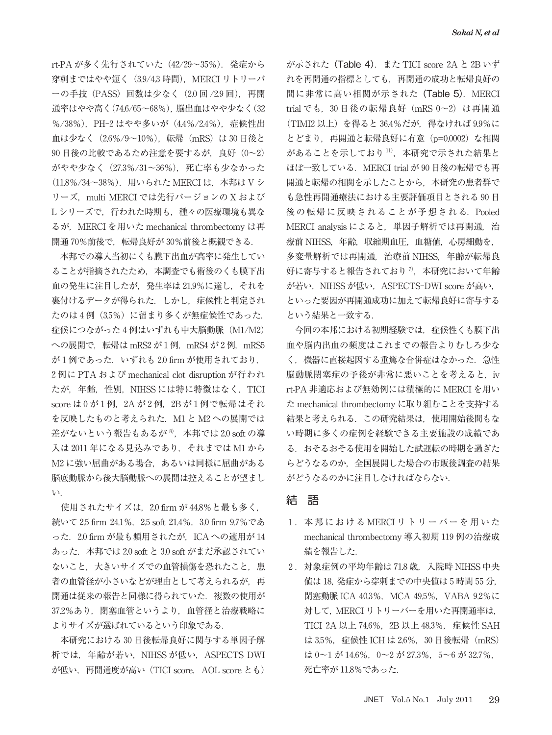rt-PA が多く先行されていた（42/29〜35%）．発症から穿刺まではやや短く（3.9/4.3 時間），MERCI リトリーバーの手技（PASS）回数は少なく（2.0 回 /2.9 回），再開通率はやや高く（74.6/65〜68%），脳出血はやや少なく（32%/38%），PH-2 はやや多いが（4.4%/2.4%），症候性出血は少なく（2.6%/9〜10%），転帰（mRS）は 30 日後と 90 日後の比較であるため注意を要するが，良好（0〜2）がやや少なく（27.3%/31〜36%），死亡率も少なかった（11.8%/34〜38%）．用いられた MERCI は，本邦は V シリーズ，multi MERCI では先行バージョンの X および L シリーズで，行われた時期も，種々の医療環境も異なるが，MERCI を用いた mechanical thrombectomy は再開通 70%前後で，転帰良好が 30%前後と概観できる．

本邦での導入当初にくも膜下出血が高率に発生していることが指摘されたため，本調査でも術後のくも膜下出血の発生に注目したが，発生率は 21.9%に達し，それを裏付けるデータが得られた．しかし，症候性と判定されたのは 4 例（3.5%）に留まり多くが無症候性であった．症候につながった 4 例はいずれも中大脳動脈（M1/M2）への展開で，転帰は mRS2 が 1 例，mRS4 が 2 例，mRS5 が 1 例であった．いずれも 2.0 firm が使用されており，2 例に PTA および mechanical clot disruption が行われたが，年齢，性別，NIHSS には特に特徴はなく，TICI score は 0 が 1 例，2A が 2 例，2B が 1 例で転帰はそれを反映したものと考えられた．M1 と M2 への展開では差がないという報告もあるが [8]，本邦では 2.0 soft の導入は 2011 年になる見込みであり，それまでは M1 から M2 に強い屈曲がある場合，あるいは同様に屈曲がある脳底動脈から後大脳動脈への展開は控えることが望ましい．

使用されたサイズは，2.0 firm が 44.8%と最も多く，続いて 2.5 firm 24.1%，2.5 soft 21.4%，3.0 firm 9.7%であった．2.0 firm が最も頻用されたが，ICA への適用が 14 あった．本邦では 2.0 soft と 3.0 soft がまだ承認されていないこと，大きいサイズでの血管損傷を恐れたこと，患者の血管径が小さいなどが理由として考えられるが，再開通は従来の報告と同様に得られていた．複数の使用が 37.2%あり，閉塞血管というより，血管径と治療戦略によりサイズが選ばれているという印象である．

本研究における 30 日後転帰良好に関与する単因子解析では，年齢が若い，NIHSS が低い，ASPECTS DWI が低い，再開通度が高い（TICI score，AOL score とも）が示された（**Table 4**）．また TICI score 2A と 2B いずれを再開通の指標としても，再開通の成功と転帰良好の間に非常に高い相関が示された（**Table 5**）．MERCI trial でも，30 日後の転帰良好（mRS 0〜2）は再開通（TIMI2 以上）を得ると 36.4%だが，得なければ 9.9%にとどまり，再開通と転帰良好に有意（p=0.0002）な相関があることを示しており [11]，本研究で示された結果とほぼ一致している．MERCI trial が 90 日後の転帰でも再開通と転帰の相関を示したことから，本研究の患者群でも急性再開通療法における主要評価項目とされる 90 日後の転帰に反映されることが予想される．Pooled MERCI analysis によると，単因子解析では再開通，治療前 NIHSS，年齢，収縮期血圧，血糖値，心房細動を，多変量解析では再開通，治療前 NIHSS，年齢が転帰良好に寄与すると報告されており [7]，本研究において年齢が若い，NIHSS が低い，ASPECTS-DWI score が高い，といった要因が再開通成功に加えて転帰良好に寄与するという結果と一致する．

今回の本邦における初期経験では，症候性くも膜下出血や脳内出血の頻度はこれまでの報告よりむしろ少なく，機器に直接起因する重篤な合併症はなかった．急性脳動脈閉塞症の予後が非常に悪いことを考えると，iv rt-PA 非適応および無効例には積極的に MERCI を用いた mechanical thrombectomy に取り組むことを支持する結果と考えられる．この研究結果は，使用開始後間もない時期に多くの症例を経験できる主要施設の成績である．おそるおそる使用を開始した試運転の時期を過ぎたらどうなるのか，全国展開した場合の市販後調査の結果がどうなるのかに注目しなければならない．

## 結　語

1. 本邦における MERCI リトリーバーを用いた mechanical thrombectomy 導入初期 119 例の治療成績を報告した．
2. 対象症例の平均年齢は 71.8 歳，入院時 NIHSS 中央値は 18，発症から穿刺までの中央値は 5 時間 55 分，閉塞動脈 ICA 40.3%，MCA 49.5%，VABA 9.2%に対して，MERCI リトリーバーを用いた再開通率は，TICI 2A 以上 74.6%，2B 以上 48.3%，症候性 SAH は 3.5%，症候性 ICH は 2.6%，30 日後転帰（mRS）は 0〜1 が 14.6%，0〜2 が 27.3%，5〜6 が 32.7%，死亡率が 11.8%であった．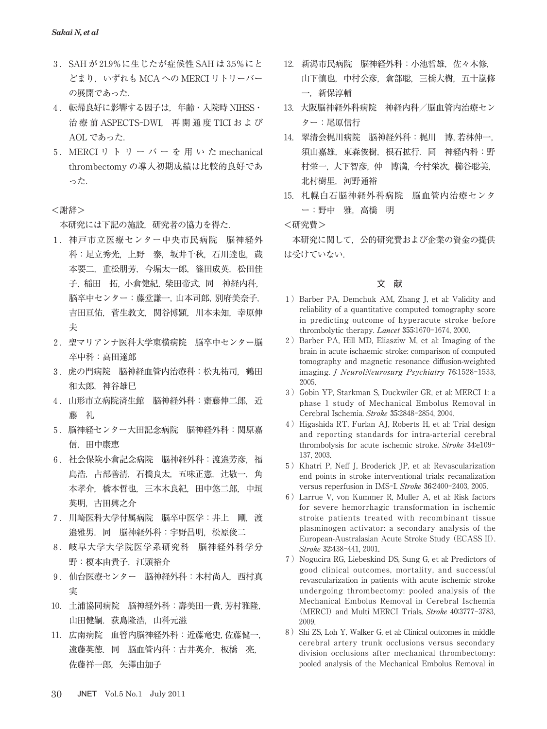3．SAH が 21.9％に生じたが症候性 SAH は 3.5％にとどまり，いずれも MCA への MERCI リトリーバーの展開であった．

4．転帰良好に影響する因子は，年齢・入院時 NIHSS・治療前 ASPECTS-DWI，再開通度 TICI および AOL であった．

5．MERCI リトリーバーを用いた mechanical thrombectomy の導入初期成績は比較的良好であった．

＜謝辞＞

本研究には下記の施設，研究者の協力を得た．

1．神戸市立医療センター中央市民病院　脳神経外科：足立秀光，上野　泰，坂井千秋，石川達也，蔵本要二，重松朋芳，今堀太一郎，篠田成英，松田佳子，稲田　拓，小倉健紀，柴田帝式．同　神経内科，脳卒中センター：藤堂謙一，山本司郎，別府美奈子，吉田亘佑，菅生教文，関谷博顕，川本未知，幸原伸夫

2．聖マリアンナ医科大学東横病院　脳卒中センター脳卒中科：高田達郎

3．虎の門病院　脳神経血管内治療科：松丸祐司，鶴田和太郎，神谷雄巳

4．山形市立病院済生館　脳神経外科：齋藤伸二郎，近藤　礼

5．脳神経センター大田記念病院　脳神経外科：関原嘉信，田中康恵

6．社会保険小倉記念病院　脳神経外科：渡邉芳彦，福島浩，占部善清，石橋良太，五味正憲，辻敬一，角本孝介，橋本哲也，三本木良紀，田中悠二郎，中垣英明，古田興之介

7．川崎医科大学付属病院　脳卒中医学：井上　剛，渡邉雅男．同　脳神経外科：宇野昌明，松原俊二

8．岐阜大学大学院医学系研究科　脳神経外科学分野：榎本由貴子，江頭裕介

9．仙台医療センター　脳神経外科：木村尚人，西村真実

10．土浦協同病院　脳神経外科：壽美田一貴，芳村雅隆，山田健嗣，荻島隆浩，山科元滋

11．広南病院　血管内脳神経外科：近藤竜史，佐藤健一，遠藤英徳．同　脳血管内科：古井英介，板橋　亮，佐藤祥一郎，矢澤由加子

12．新潟市民病院　脳神経外科：小池哲雄，佐々木修，山下慎也，中村公彦，倉部聡，三橋大樹，五十嵐修一，新保淳輔

13．大阪脳神経外科病院　神経内科／脳血管内治療センター：尾原信行

14．翠清会梶川病院　脳神経外科：梶川　博，若林伸一，須山嘉雄，東森俊樹，根石拡行．同　神経内科：野村栄一，大下智彦，仲　博満，今村栄次，櫛谷聡美，北村樹里，河野通裕

15．札幌白石脳神経外科病院　脳血管内治療センター：野中　雅，高橋　明

＜研究費＞

本研究に関して，公的研究費および企業の資金の提供は受けていない．

## 文　献

1）Barber PA, Demchuk AM, Zhang J, et al: Validity and reliability of a quantitative computed tomography score in predicting outcome of hyperacute stroke before thrombolytic therapy. *Lancet* **355**:1670-1674, 2000.

2）Barber PA, Hill MD, Eliasziw M, et al: Imaging of the brain in acute ischaemic stroke: comparison of computed tomography and magnetic resonance diffusion-weighted imaging. *J NeurolNeurosurg Psychiatry* **76**:1528-1533, 2005.

3）Gobin YP, Starkman S, Duckwiler GR, et al: MERCI 1: a phase 1 study of Mechanical Embolus Removal in Cerebral Ischemia. *Stroke* **35**:2848-2854, 2004.

4）Higashida RT, Furlan AJ, Roberts H, et al: Trial design and reporting standards for intra-arterial cerebral thrombolysis for acute ischemic stroke. *Stroke* **34**:e109-137, 2003.

5）Khatri P, Neff J, Broderick JP, et al: Revascularization end points in stroke interventional trials: recanalization versus reperfusion in IMS-I. *Stroke* **36**:2400-2403, 2005.

6）Larrue V, von Kummer R, Muller A, et al: Risk factors for severe hemorrhagic transformation in ischemic stroke patients treated with recombinant tissue plasminogen activator: a secondary analysis of the European-Australasian Acute Stroke Study (ECASS II). *Stroke* **32**:438-441, 2001.

7）Nogucira RG, Liebeskind DS, Sung G, et al: Predictors of good clinical outcomes, mortality, and successful revascularization in patients with acute ischemic stroke undergoing thrombectomy: pooled analysis of the Mechanical Embolus Removal in Cerebral Ischemia (MERCI) and Multi MERCI Trials. *Stroke* **40**:3777-3783, 2009.

8）Shi ZS, Loh Y, Walker G, et al: Clinical outcomes in middle cerebral artery trunk occlusions versus secondary division occlusions after mechanical thrombectomy: pooled analysis of the Mechanical Embolus Removal in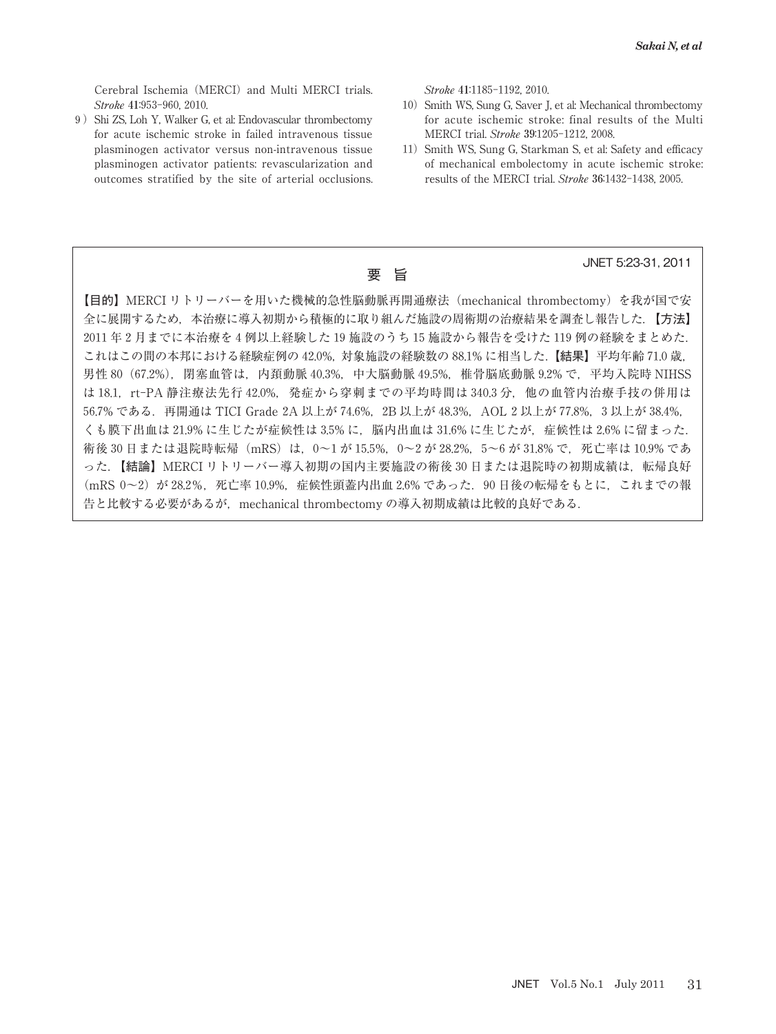Cerebral Ischemia (MERCI) and Multi MERCI trials. *Stroke* **41**:953-960, 2010.

9) Shi ZS, Loh Y, Walker G, et al: Endovascular thrombectomy for acute ischemic stroke in failed intravenous tissue plasminogen activator versus non-intravenous tissue plasminogen activator patients: revascularization and outcomes stratified by the site of arterial occlusions. *Stroke* **41**:1185-1192, 2010.

10) Smith WS, Sung G, Saver J, et al: Mechanical thrombectomy for acute ischemic stroke: final results of the Multi MERCI trial. *Stroke* **39**:1205-1212, 2008.

11) Smith WS, Sung G, Starkman S, et al: Safety and efficacy of mechanical embolectomy in acute ischemic stroke: results of the MERCI trial. *Stroke* **36**:1432-1438, 2005.

JNET 5:23-31, 2011

## 要　旨

**【目的】**MERCI リトリーバーを用いた機械的急性脳動脈再開通療法（mechanical thrombectomy）を我が国で安全に展開するため，本治療に導入初期から積極的に取り組んだ施設の周術期の治療結果を調査し報告した．**【方法】**2011 年 2 月までに本治療を 4 例以上経験した 19 施設のうち 15 施設から報告を受けた 119 例の経験をまとめた．これはこの間の本邦における経験症例の 42.0%，対象施設の経験数の 88.1% に相当した．**【結果】**平均年齢 71.0 歳，男性 80（67.2%），閉塞血管は，内頚動脈 40.3%，中大脳動脈 49.5%，椎骨脳底動脈 9.2% で，平均入院時 NIHSS は 18.1，rt-PA 静注療法先行 42.0%，発症から穿刺までの平均時間は 340.3 分，他の血管内治療手技の併用は 56.7% である．再開通は TICI Grade 2A 以上が 74.6%，2B 以上が 48.3%，AOL 2 以上が 77.8%，3 以上が 38.4%，くも膜下出血は 21.9% に生じたが症候性は 3.5% に，脳内出血は 31.6% に生じたが，症候性は 2.6% に留まった．術後 30 日または退院時転帰（mRS）は，0〜1 が 15.5%，0〜2 が 28.2%，5〜6 が 31.8% で，死亡率は 10.9% であった．**【結論】**MERCI リトリーバー導入初期の国内主要施設の術後 30 日または退院時の初期成績は，転帰良好（mRS 0〜2）が 28.2%，死亡率 10.9%，症候性頭蓋内出血 2.6% であった．90 日後の転帰をもとに，これまでの報告と比較する必要があるが，mechanical thrombectomy の導入初期成績は比較的良好である．